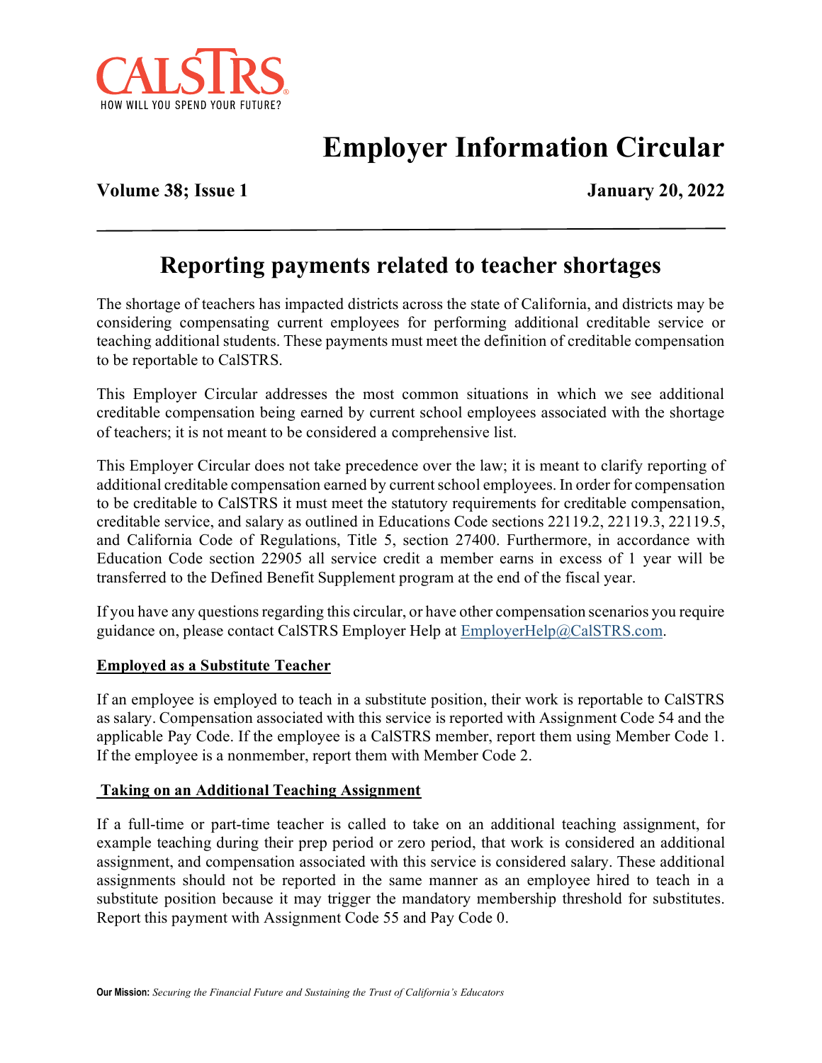CALSTRS

HOW WILL YOU SPEND YOUR FUTURE?

# Employer Information Circular

**Volume 38; Issue 1** **January 20, 2022**

## Reporting payments related to teacher shortages

The shortage of teachers has impacted districts across the state of California, and districts may be considering compensating current employees for performing additional creditable service or teaching additional students. These payments must meet the definition of creditable compensation to be reportable to CalSTRS.

This Employer Circular addresses the most common situations in which we see additional creditable compensation being earned by current school employees associated with the shortage of teachers; it is not meant to be considered a comprehensive list.

This Employer Circular does not take precedence over the law; it is meant to clarify reporting of additional creditable compensation earned by current school employees. In order for compensation to be creditable to CalSTRS it must meet the statutory requirements for creditable compensation, creditable service, and salary as outlined in Educations Code sections 22119.2, 22119.3, 22119.5, and California Code of Regulations, Title 5, section 27400. Furthermore, in accordance with Education Code section 22905 all service credit a member earns in excess of 1 year will be transferred to the Defined Benefit Supplement program at the end of the fiscal year.

If you have any questions regarding this circular, or have other compensation scenarios you require guidance on, please contact CalSTRS Employer Help at EmployerHelp@CalSTRS.com.

### Employed as a Substitute Teacher

If an employee is employed to teach in a substitute position, their work is reportable to CalSTRS as salary. Compensation associated with this service is reported with Assignment Code 54 and the applicable Pay Code. If the employee is a CalSTRS member, report them using Member Code 1. If the employee is a nonmember, report them with Member Code 2.

### Taking on an Additional Teaching Assignment

If a full-time or part-time teacher is called to take on an additional teaching assignment, for example teaching during their prep period or zero period, that work is considered an additional assignment, and compensation associated with this service is considered salary. These additional assignments should not be reported in the same manner as an employee hired to teach in a substitute position because it may trigger the mandatory membership threshold for substitutes. Report this payment with Assignment Code 55 and Pay Code 0.

**Our Mission:** *Securing the Financial Future and Sustaining the Trust of California's Educators*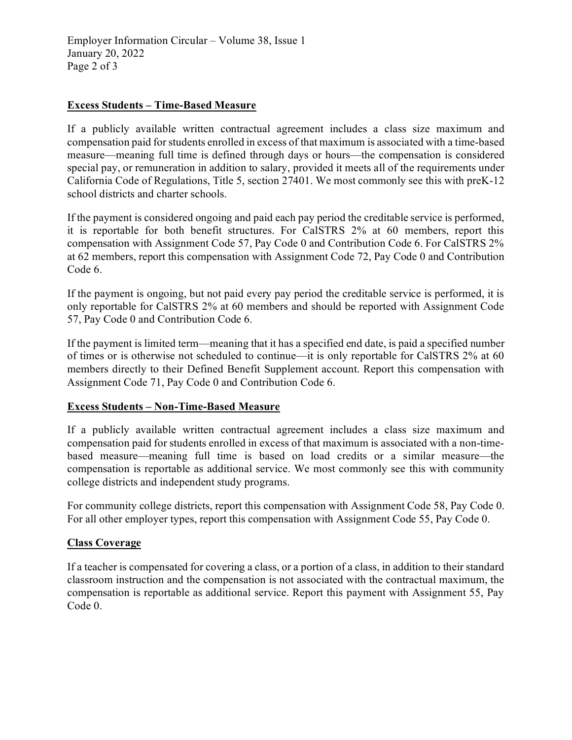## Excess Students – Time-Based Measure

If a publicly available written contractual agreement includes a class size maximum and compensation paid for students enrolled in excess of that maximum is associated with a time-based measure—meaning full time is defined through days or hours—the compensation is considered special pay, or remuneration in addition to salary, provided it meets all of the requirements under California Code of Regulations, Title 5, section 27401. We most commonly see this with preK-12 school districts and charter schools.

If the payment is considered ongoing and paid each pay period the creditable service is performed, it is reportable for both benefit structures. For CalSTRS 2% at 60 members, report this compensation with Assignment Code 57, Pay Code 0 and Contribution Code 6. For CalSTRS 2% at 62 members, report this compensation with Assignment Code 72, Pay Code 0 and Contribution Code 6.

If the payment is ongoing, but not paid every pay period the creditable service is performed, it is only reportable for CalSTRS 2% at 60 members and should be reported with Assignment Code 57, Pay Code 0 and Contribution Code 6.

If the payment is limited term—meaning that it has a specified end date, is paid a specified number of times or is otherwise not scheduled to continue—it is only reportable for CalSTRS 2% at 60 members directly to their Defined Benefit Supplement account. Report this compensation with Assignment Code 71, Pay Code 0 and Contribution Code 6.

## Excess Students – Non-Time-Based Measure

If a publicly available written contractual agreement includes a class size maximum and compensation paid for students enrolled in excess of that maximum is associated with a non-time-based measure—meaning full time is based on load credits or a similar measure—the compensation is reportable as additional service. We most commonly see this with community college districts and independent study programs.

For community college districts, report this compensation with Assignment Code 58, Pay Code 0. For all other employer types, report this compensation with Assignment Code 55, Pay Code 0.

## Class Coverage

If a teacher is compensated for covering a class, or a portion of a class, in addition to their standard classroom instruction and the compensation is not associated with the contractual maximum, the compensation is reportable as additional service. Report this payment with Assignment 55, Pay Code 0.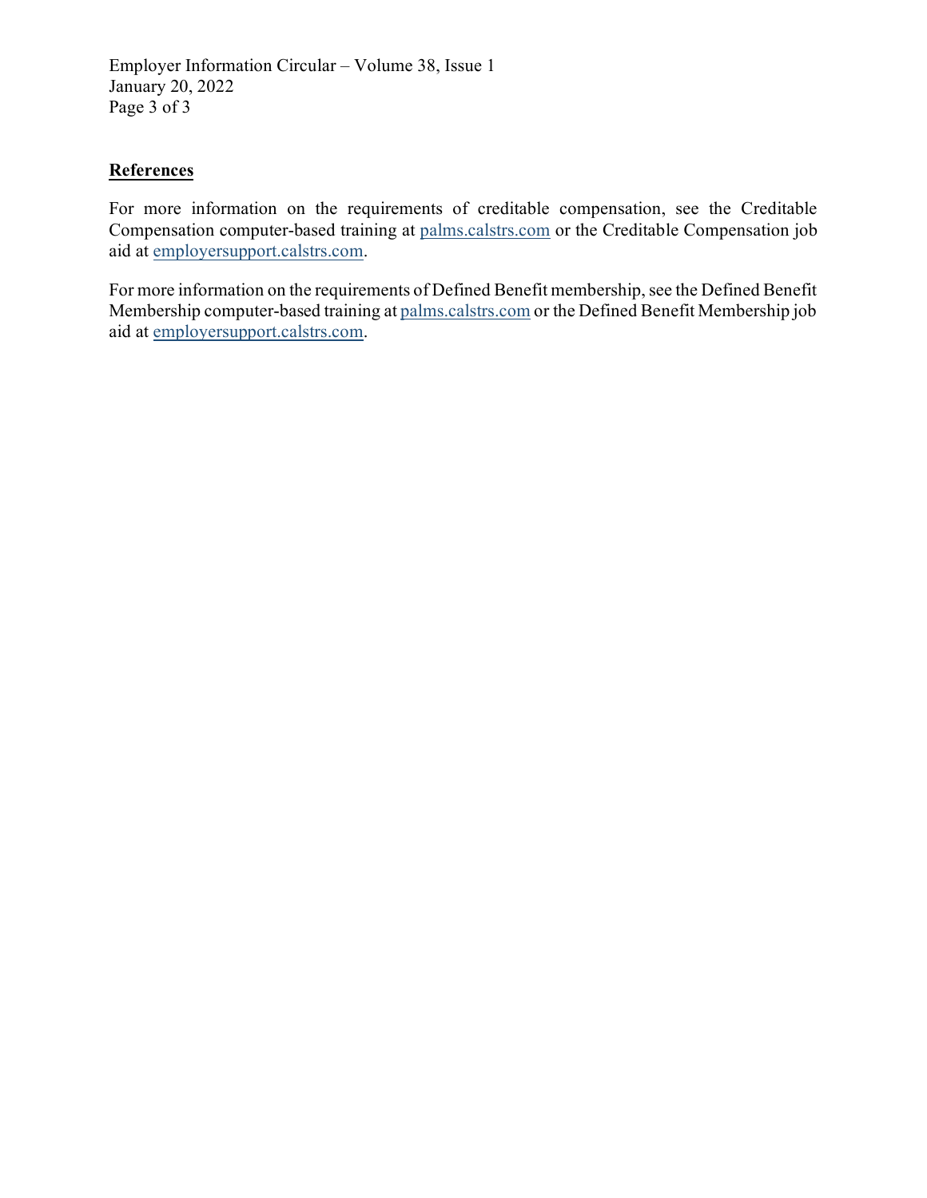## References

For more information on the requirements of creditable compensation, see the Creditable Compensation computer-based training at palms.calstrs.com or the Creditable Compensation job aid at employersupport.calstrs.com.

For more information on the requirements of Defined Benefit membership, see the Defined Benefit Membership computer-based training at palms.calstrs.com or the Defined Benefit Membership job aid at employersupport.calstrs.com.